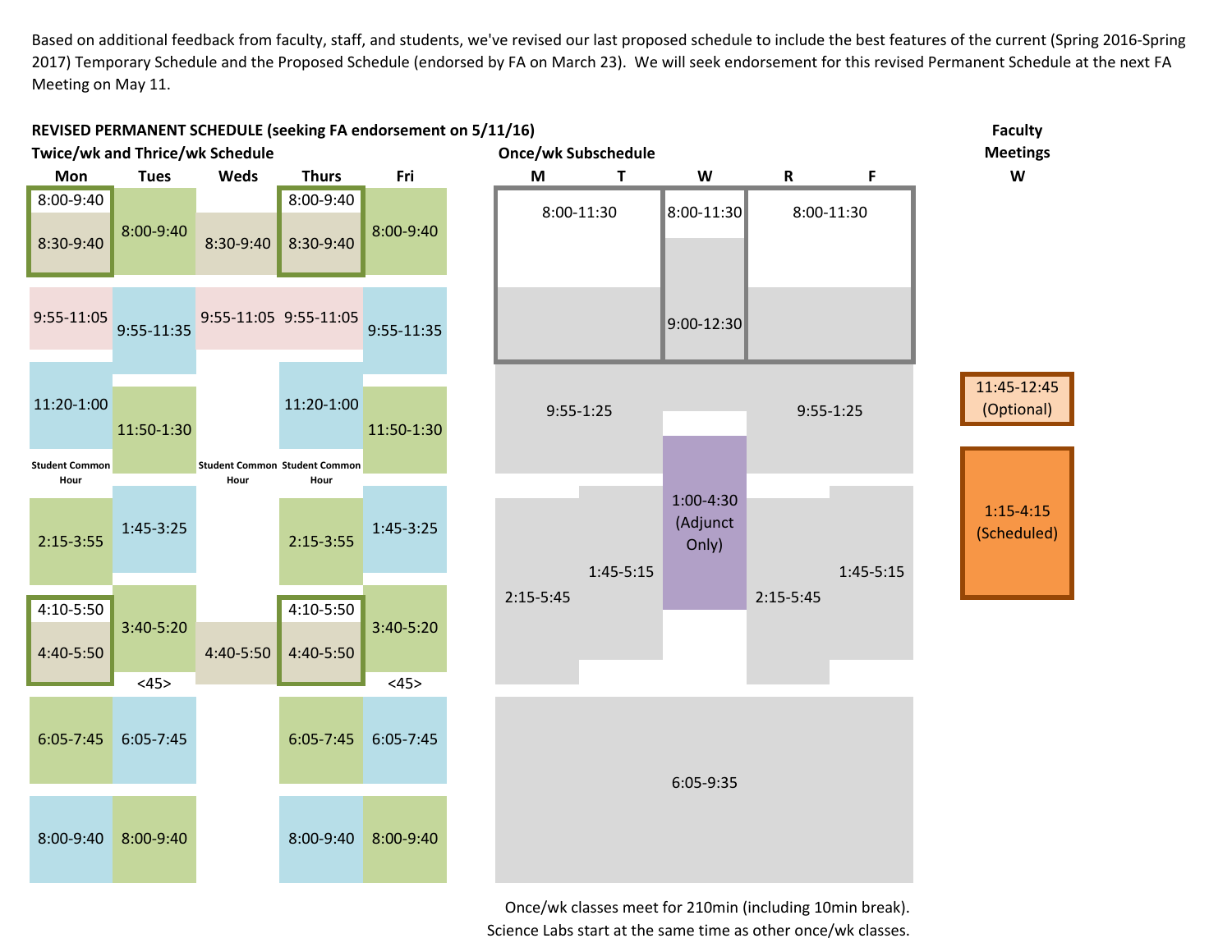Based on additional feedback from faculty, staff, and students, we've revised our last proposed schedule to include the best features of the current (Spring 2016-Spring 2017) Temporary Schedule and the Proposed Schedule (endorsed by FA on March 23). We will seek endorsement for this revised Permanent Schedule at the next FA Meeting on May 11.

**REVISED PERMANENT SCHEDULE (seeking FA endorsement on 5/11/16)**

**Twice/wk and Thrice/wk Schedule**

| Mon | Tues | Weds | Thurs | Fri |
|---|---|---|---|---|
| 8:00-9:40 / 8:30-9:40 | 8:00-9:40 | 8:30-9:40 | 8:00-9:40 / 8:30-9:40 | 8:00-9:40 |
| 9:55-11:05 | 9:55-11:35 | 9:55-11:05 | 9:55-11:05 | 9:55-11:35 |
| 11:20-1:00 | 11:50-1:30 | | 11:20-1:00 | 11:50-1:30 |
| Student Common Hour | | Student Common Hour | Student Common Hour | |
| 2:15-3:55 | 1:45-3:25 | | 2:15-3:55 | 1:45-3:25 |
| 4:10-5:50 / 4:40-5:50 | 3:40-5:20 | 4:40-5:50 | 4:10-5:50 / 4:40-5:50 | 3:40-5:20 |
| | <45> | | | <45> |
| 6:05-7:45 | 6:05-7:45 | | 6:05-7:45 | 6:05-7:45 |
| 8:00-9:40 | 8:00-9:40 | | 8:00-9:40 | 8:00-9:40 |

**Once/wk Subschedule**

| M | T | W | R | F |
|---|---|---|---|---|
| 8:00-11:30 | 8:00-11:30 | 8:00-11:30 | 8:00-11:30 | 8:00-11:30 |
| | | 9:00-12:30 | | |
| 9:55-1:25 | 9:55-1:25 | | 9:55-1:25 | 9:55-1:25 |
| | | 1:00-4:30 (Adjunct Only) | | |
| 2:15-5:45 | 1:45-5:15 | | 2:15-5:45 | 1:45-5:15 |
| 6:05-9:35 | 6:05-9:35 | 6:05-9:35 | 6:05-9:35 | 6:05-9:35 |

Once/wk classes meet for 210min (including 10min break).
Science Labs start at the same time as other once/wk classes.

**Faculty Meetings**

**W**

- 11:45-12:45 (Optional)
- 1:15-4:15 (Scheduled)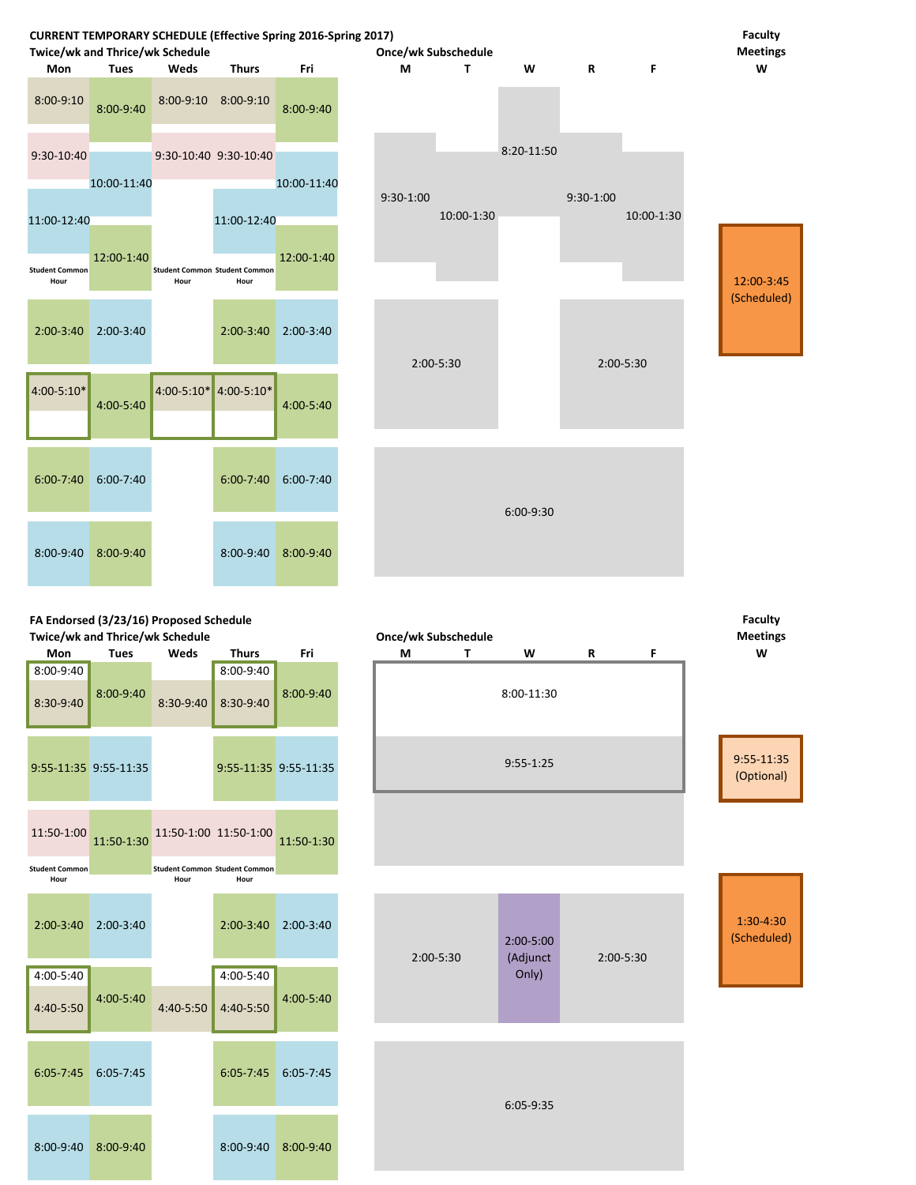## CURRENT TEMPORARY SCHEDULE (Effective Spring 2016-Spring 2017)

### Twice/wk and Thrice/wk Schedule

| Mon | Tues | Weds | Thurs | Fri |
|---|---|---|---|---|
| 8:00-9:10 | 8:00-9:40 | 8:00-9:10 | 8:00-9:10 | 8:00-9:40 |
| 9:30-10:40 | 10:00-11:40 | 9:30-10:40 | 9:30-10:40 | 10:00-11:40 |
| 11:00-12:40 | 12:00-1:40 | | 11:00-12:40 | 12:00-1:40 |
| Student Common Hour | | Student Common Hour | Student Common Hour | |
| 2:00-3:40 | 2:00-3:40 | | 2:00-3:40 | 2:00-3:40 |
| 4:00-5:10* | 4:00-5:40 | 4:00-5:10* | 4:00-5:10* | 4:00-5:40 |
| 6:00-7:40 | 6:00-7:40 | | 6:00-7:40 | 6:00-7:40 |
| 8:00-9:40 | 8:00-9:40 | | 8:00-9:40 | 8:00-9:40 |

### Once/wk Subschedule

| M | T | W | R | F |
|---|---|---|---|---|
| | | 8:20-11:50 | | |
| 9:30-1:00 | 10:00-1:30 | | 9:30-1:00 | 10:00-1:30 |
| 2:00-5:30 | | | 2:00-5:30 | |
| 6:00-9:30 | | | | |

### Faculty Meetings

W

12:00-3:45 (Scheduled)

## FA Endorsed (3/23/16) Proposed Schedule

### Twice/wk and Thrice/wk Schedule

| Mon | Tues | Weds | Thurs | Fri |
|---|---|---|---|---|
| 8:00-9:40 / 8:30-9:40 | 8:00-9:40 | 8:30-9:40 | 8:00-9:40 / 8:30-9:40 | 8:00-9:40 |
| 9:55-11:35 | 9:55-11:35 | | 9:55-11:35 | 9:55-11:35 |
| 11:50-1:00 | 11:50-1:30 | 11:50-1:00 | 11:50-1:00 | 11:50-1:30 |
| Student Common Hour | | Student Common Hour | Student Common Hour | |
| 2:00-3:40 | 2:00-3:40 | | 2:00-3:40 | 2:00-3:40 |
| 4:00-5:40 / 4:40-5:50 | 4:00-5:40 | 4:40-5:50 | 4:00-5:40 / 4:40-5:50 | 4:00-5:40 |
| 6:05-7:45 | 6:05-7:45 | | 6:05-7:45 | 6:05-7:45 |
| 8:00-9:40 | 8:00-9:40 | | 8:00-9:40 | 8:00-9:40 |

### Once/wk Subschedule

| M | T | W | R | F |
|---|---|---|---|---|
| 8:00-11:30 | | | | |
| 9:55-1:25 | | | | |
| 2:00-5:30 | | 2:00-5:00 (Adjunct Only) | 2:00-5:30 | |
| 6:05-9:35 | | | | |

### Faculty Meetings

W

9:55-11:35 (Optional)

1:30-4:30 (Scheduled)